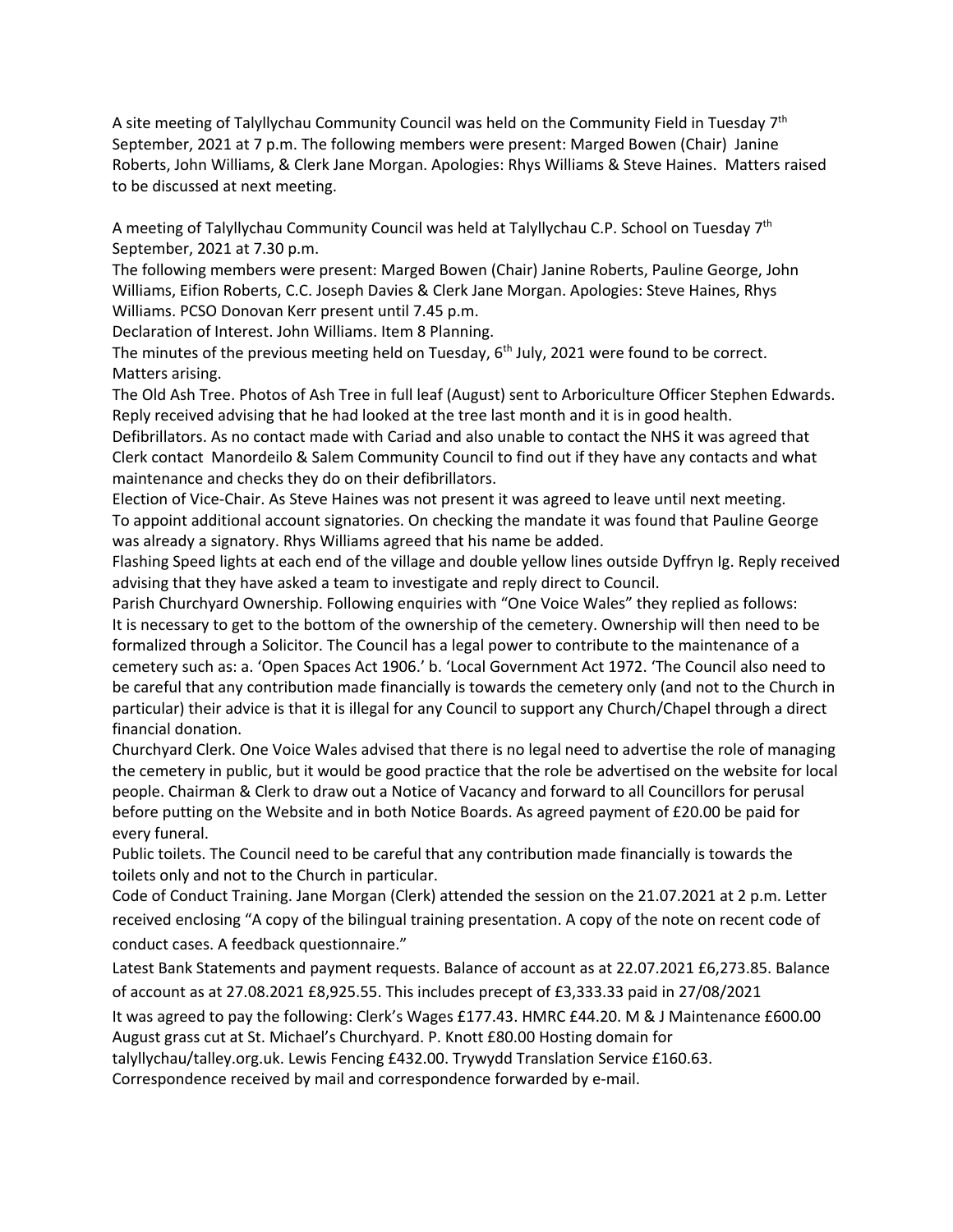A site meeting of Talyllychau Community Council was held on the Community Field in Tuesday 7th September, 2021 at 7 p.m. The following members were present: Marged Bowen (Chair) Janine Roberts, John Williams, & Clerk Jane Morgan. Apologies: Rhys Williams & Steve Haines. Matters raised to be discussed at next meeting.

A meeting of Talyllychau Community Council was held at Talyllychau C.P. School on Tuesday 7th September, 2021 at 7.30 p.m.

The following members were present: Marged Bowen (Chair) Janine Roberts, Pauline George, John Williams, Eifion Roberts, C.C. Joseph Davies & Clerk Jane Morgan. Apologies: Steve Haines, Rhys Williams. PCSO Donovan Kerr present until 7.45 p.m.

Declaration of Interest. John Williams. Item 8 Planning.

The minutes of the previous meeting held on Tuesday, 6th July, 2021 were found to be correct.

Matters arising.

The Old Ash Tree. Photos of Ash Tree in full leaf (August) sent to Arboriculture Officer Stephen Edwards. Reply received advising that he had looked at the tree last month and it is in good health.

Defibrillators. As no contact made with Cariad and also unable to contact the NHS it was agreed that Clerk contact Manordeilo & Salem Community Council to find out if they have any contacts and what maintenance and checks they do on their defibrillators.

Election of Vice-Chair. As Steve Haines was not present it was agreed to leave until next meeting.

To appoint additional account signatories. On checking the mandate it was found that Pauline George was already a signatory. Rhys Williams agreed that his name be added.

Flashing Speed lights at each end of the village and double yellow lines outside Dyffryn Ig. Reply received advising that they have asked a team to investigate and reply direct to Council.

Parish Churchyard Ownership. Following enquiries with "One Voice Wales" they replied as follows: It is necessary to get to the bottom of the ownership of the cemetery. Ownership will then need to be formalized through a Solicitor. The Council has a legal power to contribute to the maintenance of a cemetery such as: a. 'Open Spaces Act 1906.' b. 'Local Government Act 1972. 'The Council also need to be careful that any contribution made financially is towards the cemetery only (and not to the Church in particular) their advice is that it is illegal for any Council to support any Church/Chapel through a direct financial donation.

Churchyard Clerk. One Voice Wales advised that there is no legal need to advertise the role of managing the cemetery in public, but it would be good practice that the role be advertised on the website for local people. Chairman & Clerk to draw out a Notice of Vacancy and forward to all Councillors for perusal before putting on the Website and in both Notice Boards. As agreed payment of £20.00 be paid for every funeral.

Public toilets. The Council need to be careful that any contribution made financially is towards the toilets only and not to the Church in particular.

Code of Conduct Training. Jane Morgan (Clerk) attended the session on the 21.07.2021 at 2 p.m. Letter received enclosing "A copy of the bilingual training presentation. A copy of the note on recent code of conduct cases. A feedback questionnaire."

Latest Bank Statements and payment requests. Balance of account as at 22.07.2021 £6,273.85. Balance of account as at 27.08.2021 £8,925.55. This includes precept of £3,333.33 paid in 27/08/2021

It was agreed to pay the following: Clerk's Wages £177.43. HMRC £44.20. M & J Maintenance £600.00 August grass cut at St. Michael's Churchyard. P. Knott £80.00 Hosting domain for talyllychau/talley.org.uk. Lewis Fencing £432.00. Trywydd Translation Service £160.63.

Correspondence received by mail and correspondence forwarded by e-mail.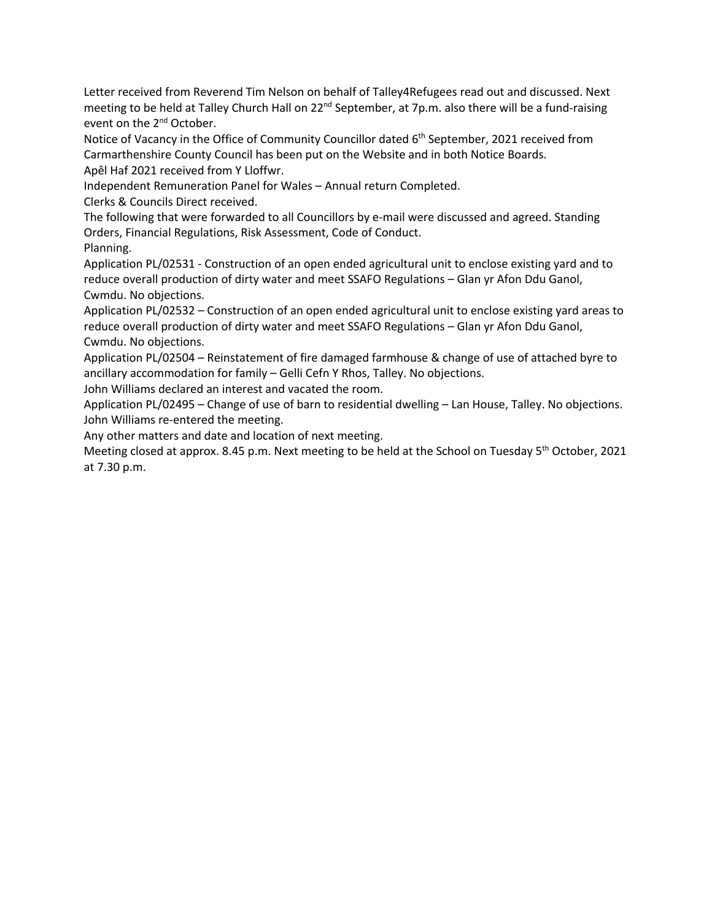Letter received from Reverend Tim Nelson on behalf of Talley4Refugees read out and discussed. Next meeting to be held at Talley Church Hall on 22nd September, at 7p.m. also there will be a fund-raising event on the 2nd October.

Notice of Vacancy in the Office of Community Councillor dated 6th September, 2021 received from Carmarthenshire County Council has been put on the Website and in both Notice Boards.

Apêl Haf 2021 received from Y Lloffwr.

Independent Remuneration Panel for Wales – Annual return Completed.

Clerks & Councils Direct received.

The following that were forwarded to all Councillors by e-mail were discussed and agreed. Standing Orders, Financial Regulations, Risk Assessment, Code of Conduct.

Planning.

Application PL/02531 - Construction of an open ended agricultural unit to enclose existing yard and to reduce overall production of dirty water and meet SSAFO Regulations – Glan yr Afon Ddu Ganol, Cwmdu. No objections.

Application PL/02532 – Construction of an open ended agricultural unit to enclose existing yard areas to reduce overall production of dirty water and meet SSAFO Regulations – Glan yr Afon Ddu Ganol, Cwmdu. No objections.

Application PL/02504 – Reinstatement of fire damaged farmhouse & change of use of attached byre to ancillary accommodation for family – Gelli Cefn Y Rhos, Talley. No objections.

John Williams declared an interest and vacated the room.

Application PL/02495 – Change of use of barn to residential dwelling – Lan House, Talley. No objections.

John Williams re-entered the meeting.

Any other matters and date and location of next meeting.

Meeting closed at approx. 8.45 p.m. Next meeting to be held at the School on Tuesday 5th October, 2021 at 7.30 p.m.